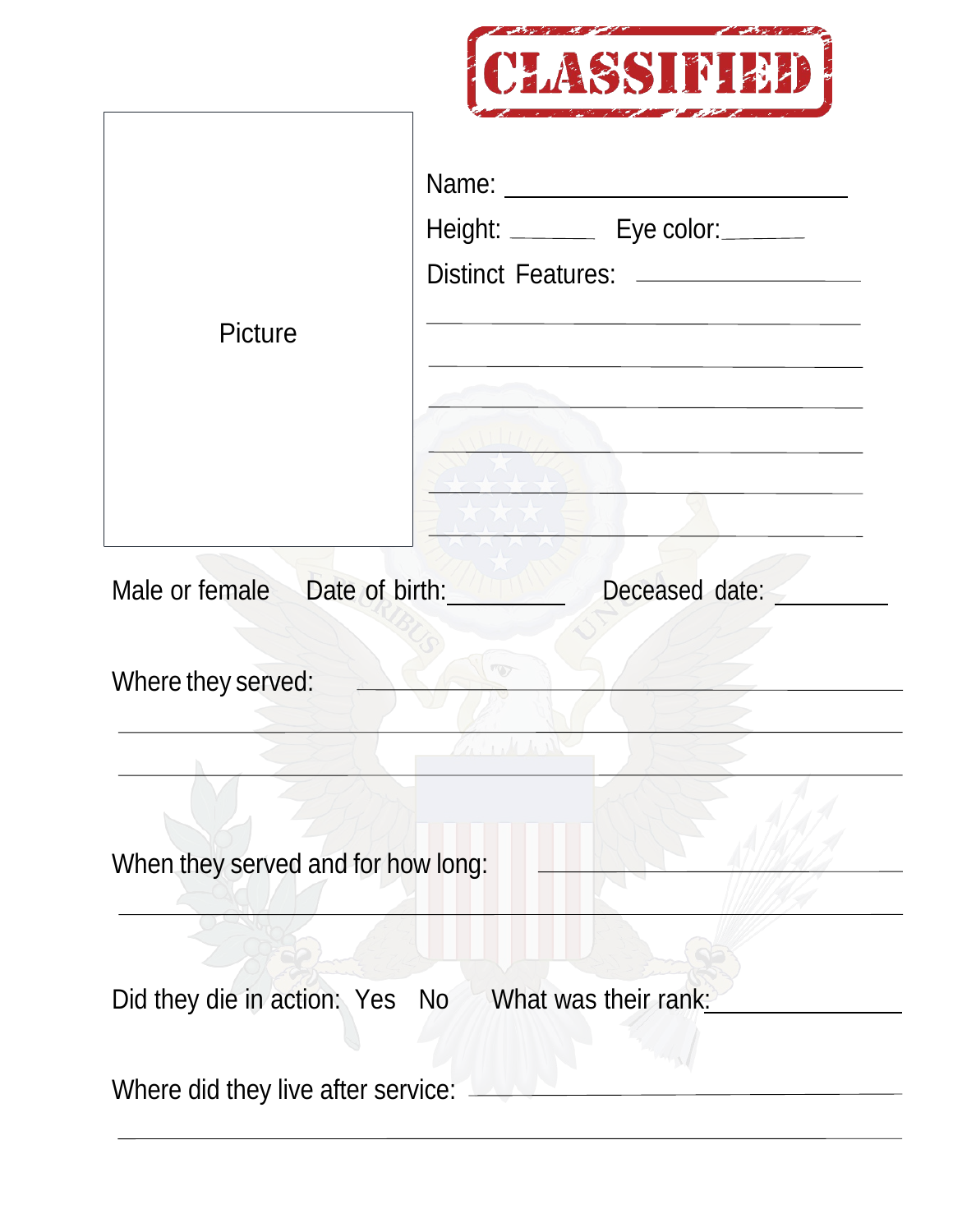# CLASSIFIED

Picture

Name: ______________________

Height: ______ Eye color: ______

Distinct Features: ______________

______________________________

______________________________

______________________________

______________________________

______________________________

______________________________

Male or female Date of birth: __________ Deceased date: __________

Where they served: ______________________________

______________________________

______________________________

When they served and for how long: ______________________________

______________________________

Did they die in action: Yes No What was their rank: ______________

Where did they live after service: ______________________________

______________________________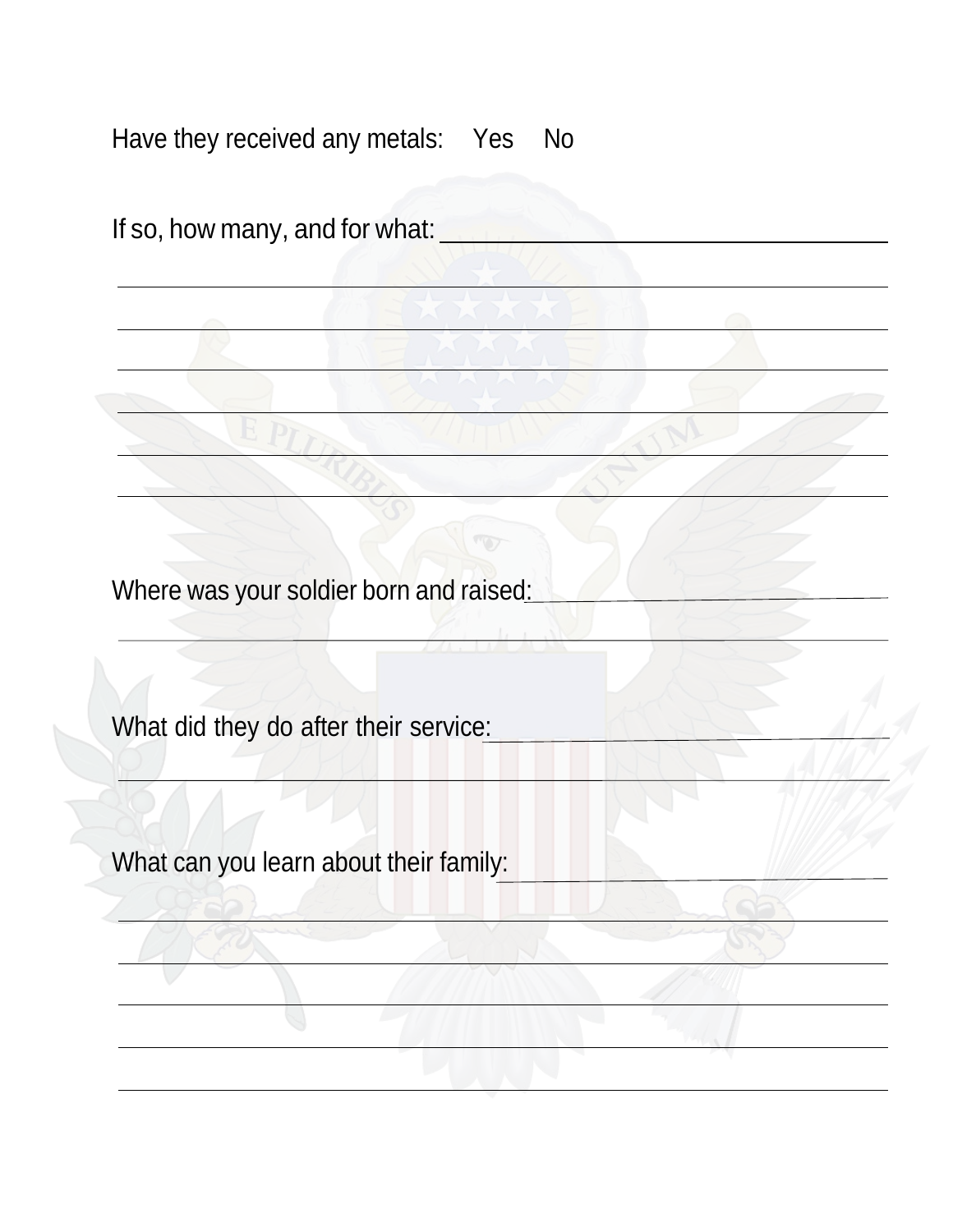Have they received any metals: Yes No

If so, how many, and for what: ______________________________

______________________________________________________________

______________________________________________________________

______________________________________________________________

______________________________________________________________

______________________________________________________________

______________________________________________________________

Where was your soldier born and raised: ________________________

______________________________________________________________

What did they do after their service: ___________________________

______________________________________________________________

What can you learn about their family: __________________________

______________________________________________________________

______________________________________________________________

______________________________________________________________

______________________________________________________________

______________________________________________________________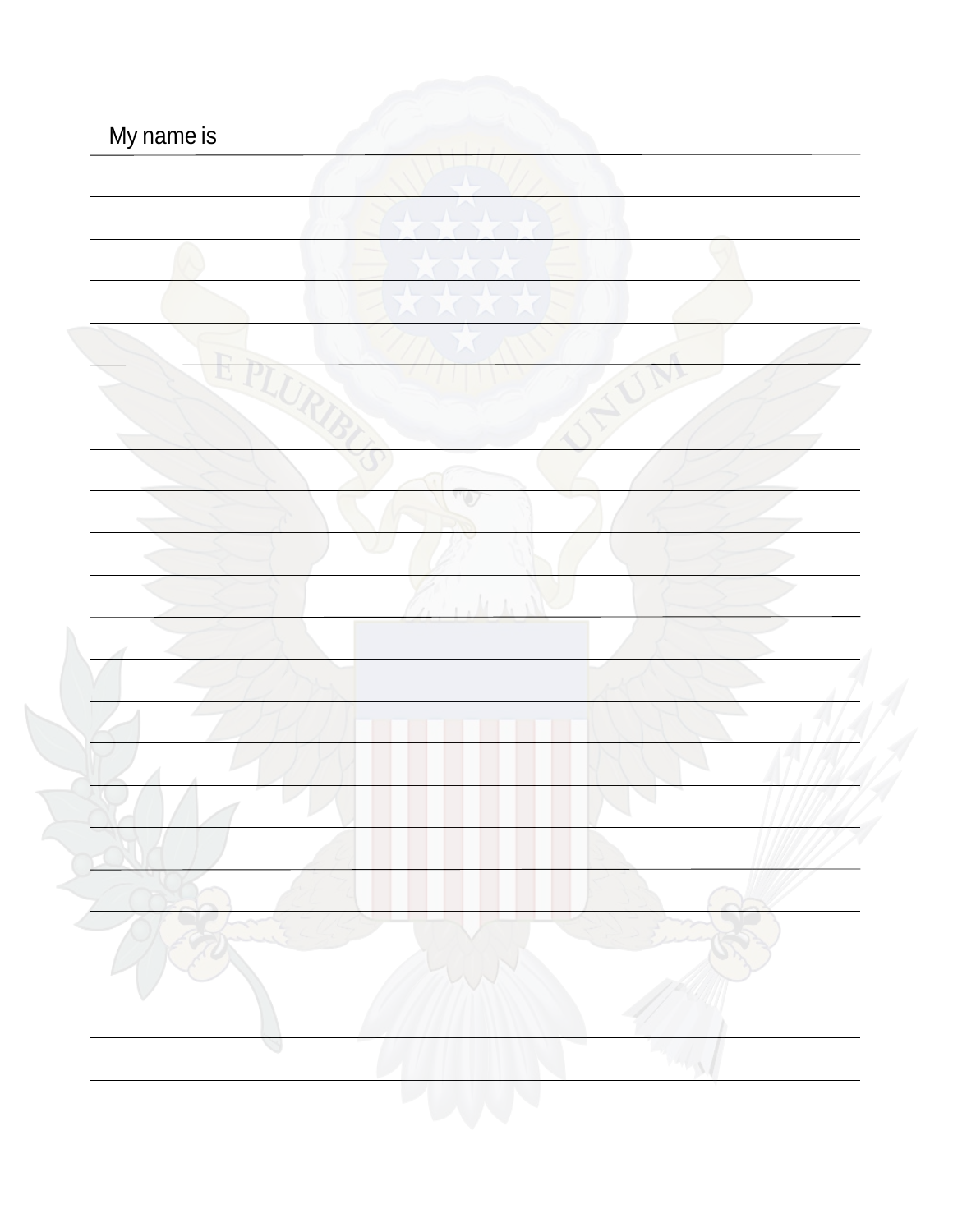My name is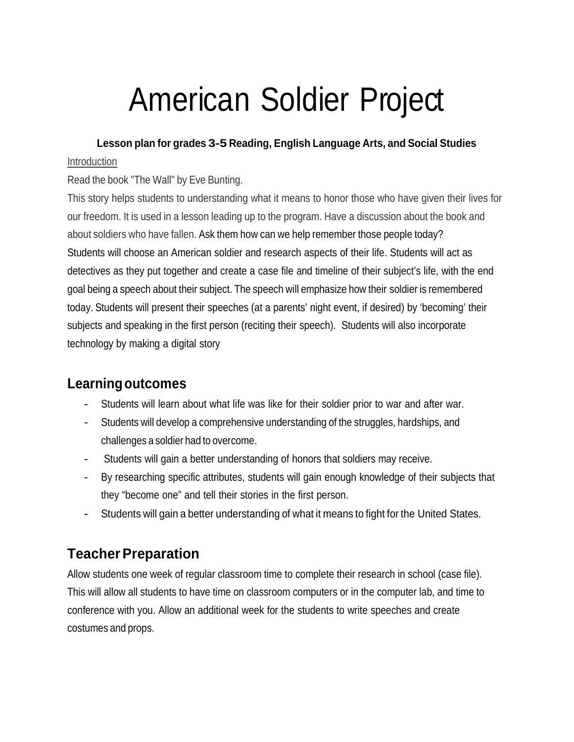# American Soldier Project

**Lesson plan for grades 3-5 Reading, English Language Arts, and Social Studies**

Introduction

Read the book "The Wall" by Eve Bunting.

This story helps students to understanding what it means to honor those who have given their lives for our freedom. It is used in a lesson leading up to the program. Have a discussion about the book and about soldiers who have fallen. Ask them how can we help remember those people today?

Students will choose an American soldier and research aspects of their life. Students will act as detectives as they put together and create a case file and timeline of their subject's life, with the end goal being a speech about their subject. The speech will emphasize how their soldier is remembered today. Students will present their speeches (at a parents' night event, if desired) by 'becoming' their subjects and speaking in the first person (reciting their speech). Students will also incorporate technology by making a digital story

## Learning outcomes

- Students will learn about what life was like for their soldier prior to war and after war.
- Students will develop a comprehensive understanding of the struggles, hardships, and challenges a soldier had to overcome.
- Students will gain a better understanding of honors that soldiers may receive.
- By researching specific attributes, students will gain enough knowledge of their subjects that they "become one" and tell their stories in the first person.
- Students will gain a better understanding of what it means to fight for the United States.

## Teacher Preparation

Allow students one week of regular classroom time to complete their research in school (case file). This will allow all students to have time on classroom computers or in the computer lab, and time to conference with you. Allow an additional week for the students to write speeches and create costumes and props.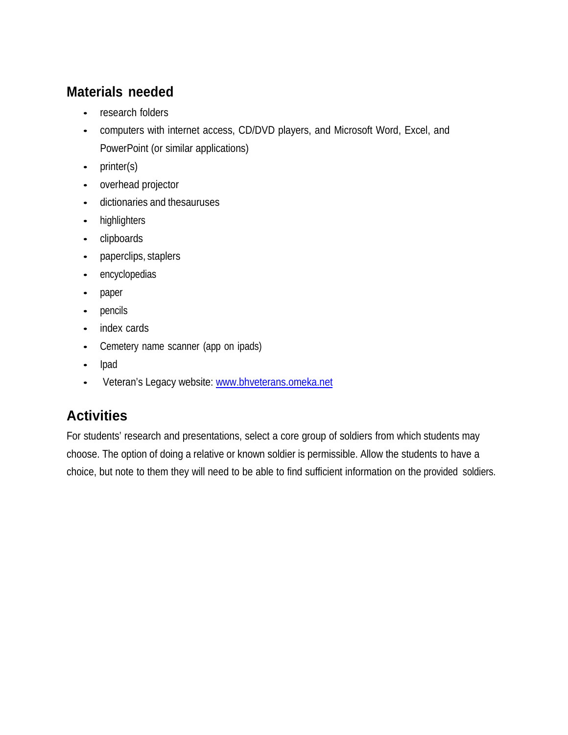## Materials needed

- research folders
- computers with internet access, CD/DVD players, and Microsoft Word, Excel, and PowerPoint (or similar applications)
- printer(s)
- overhead projector
- dictionaries and thesauruses
- highlighters
- clipboards
- paperclips, staplers
- encyclopedias
- paper
- pencils
- index cards
- Cemetery name scanner (app on ipads)
- Ipad
- Veteran's Legacy website: [www.bhveterans.omeka.net](http://www.bhveterans.omeka.net)

## Activities

For students' research and presentations, select a core group of soldiers from which students may choose. The option of doing a relative or known soldier is permissible. Allow the students to have a choice, but note to them they will need to be able to find sufficient information on the provided soldiers.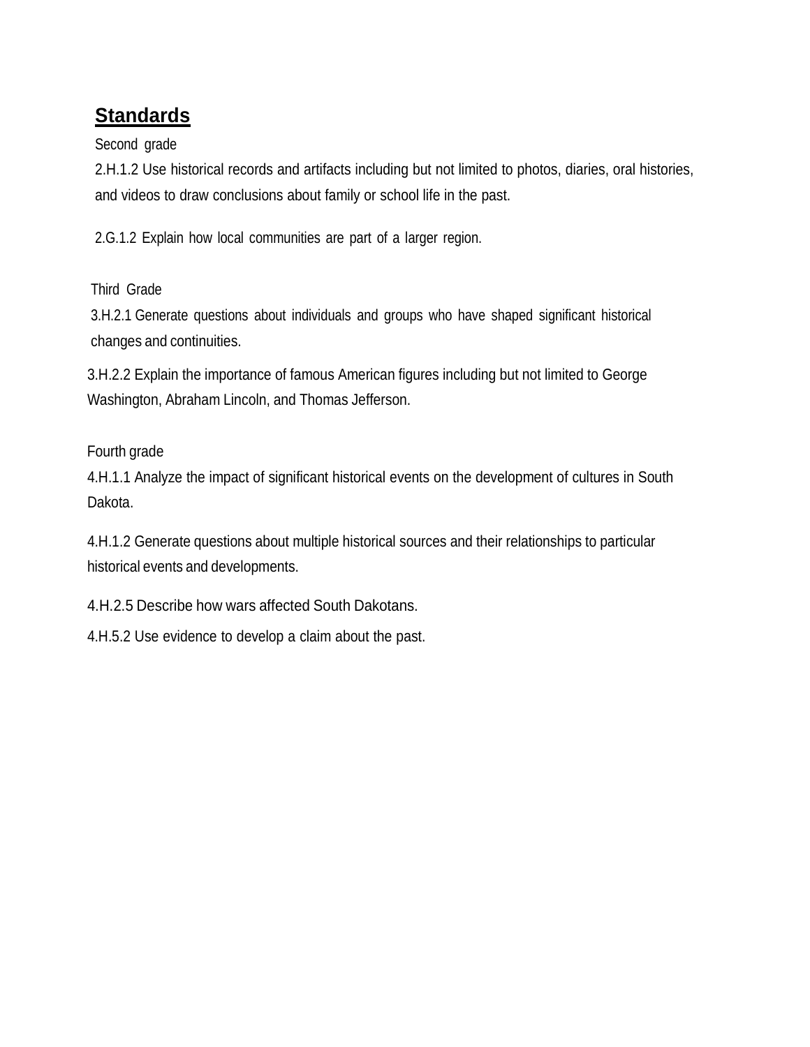## Standards

Second grade

2.H.1.2 Use historical records and artifacts including but not limited to photos, diaries, oral histories, and videos to draw conclusions about family or school life in the past.

2.G.1.2 Explain how local communities are part of a larger region.

Third Grade

3.H.2.1 Generate questions about individuals and groups who have shaped significant historical changes and continuities.

3.H.2.2 Explain the importance of famous American figures including but not limited to George Washington, Abraham Lincoln, and Thomas Jefferson.

Fourth grade

4.H.1.1 Analyze the impact of significant historical events on the development of cultures in South Dakota.

4.H.1.2 Generate questions about multiple historical sources and their relationships to particular historical events and developments.

4.H.2.5 Describe how wars affected South Dakotans.

4.H.5.2 Use evidence to develop a claim about the past.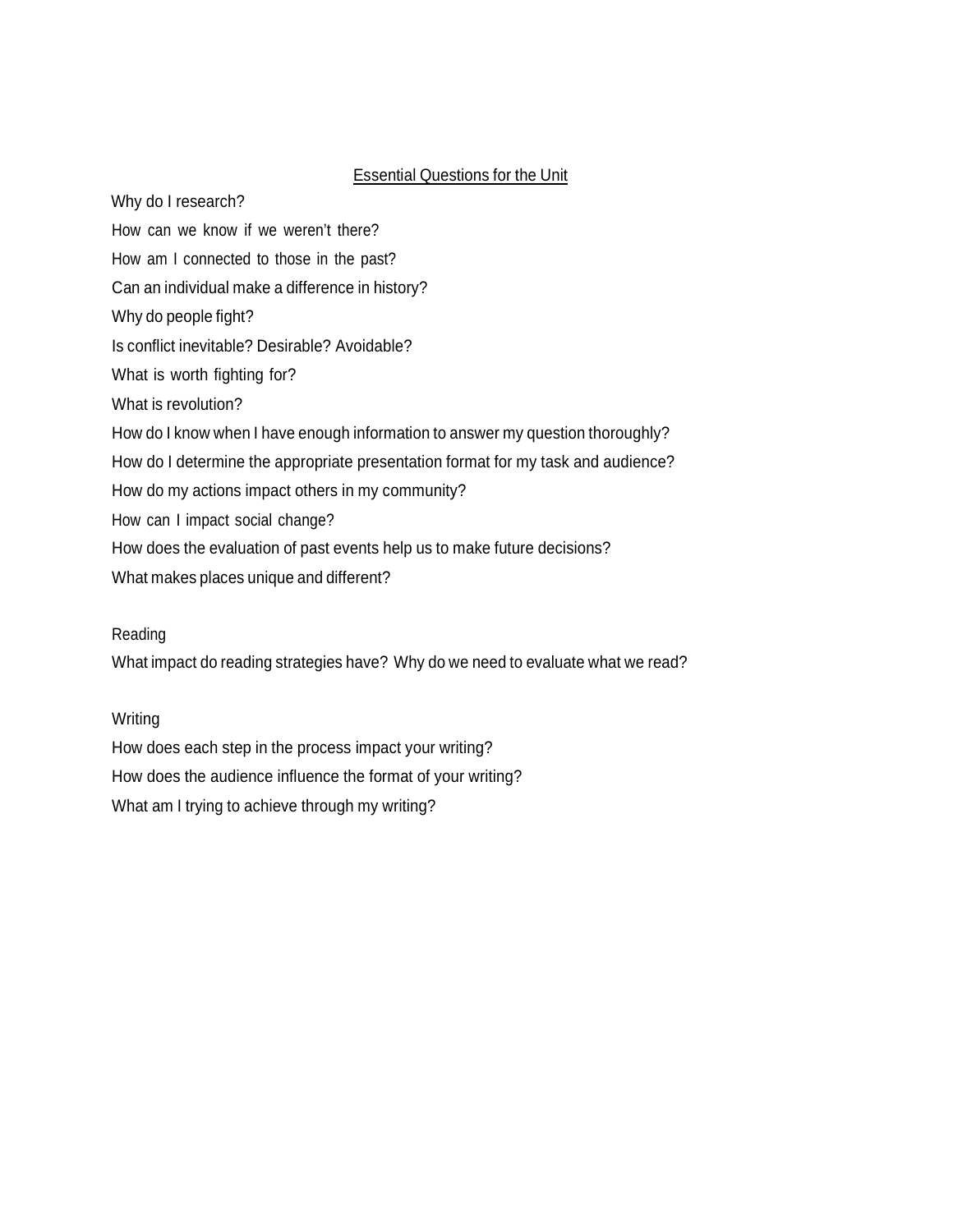## Essential Questions for the Unit

Why do I research?

How can we know if we weren't there?

How am I connected to those in the past?

Can an individual make a difference in history?

Why do people fight?

Is conflict inevitable? Desirable? Avoidable?

What is worth fighting for?

What is revolution?

How do I know when I have enough information to answer my question thoroughly?

How do I determine the appropriate presentation format for my task and audience?

How do my actions impact others in my community?

How can I impact social change?

How does the evaluation of past events help us to make future decisions?

What makes places unique and different?

Reading

What impact do reading strategies have? Why do we need to evaluate what we read?

Writing

How does each step in the process impact your writing?

How does the audience influence the format of your writing?

What am I trying to achieve through my writing?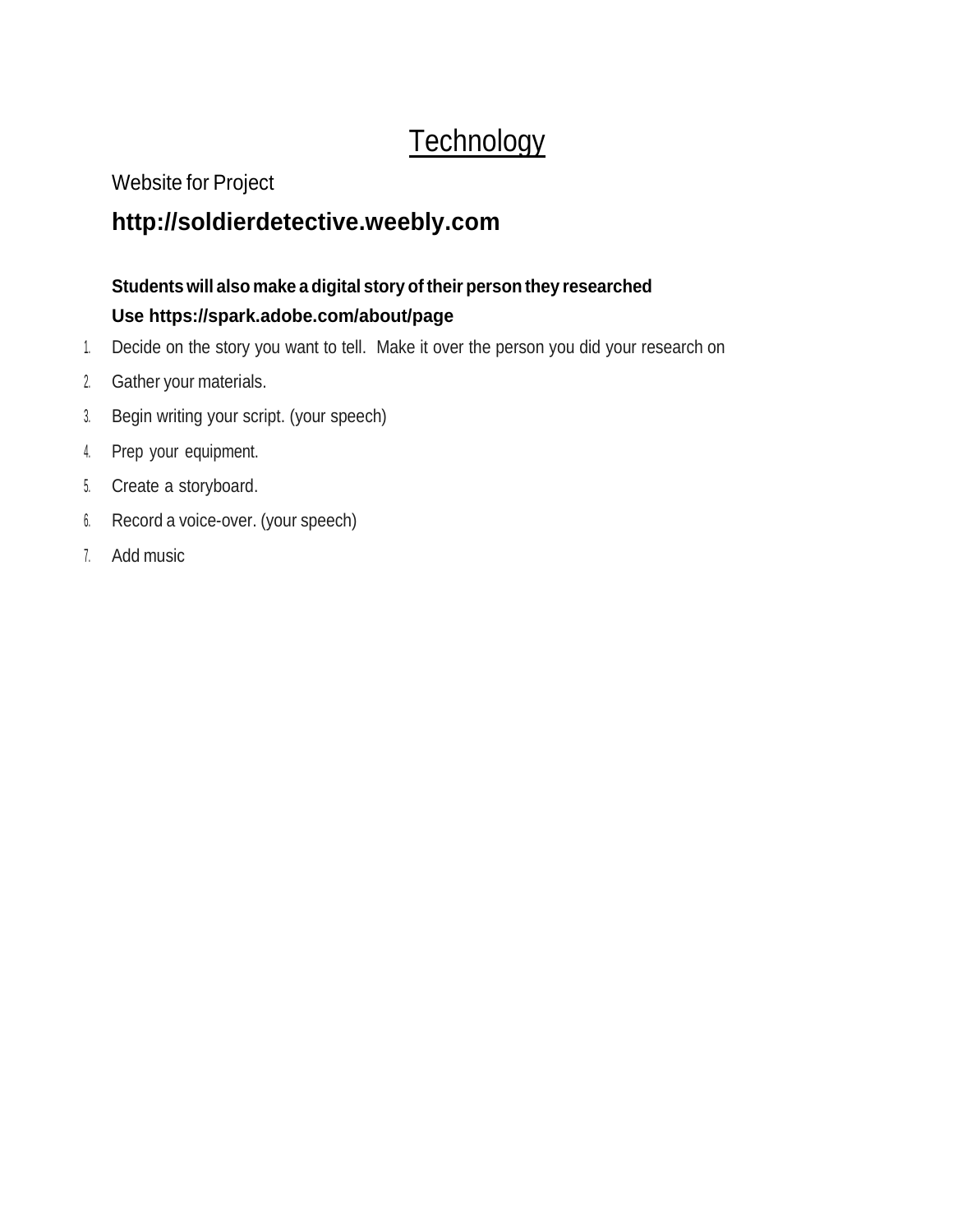# Technology

Website for Project

**http://soldierdetective.weebly.com**

**Students will also make a digital story of their person they researched**

**Use https://spark.adobe.com/about/page**

1. Decide on the story you want to tell. Make it over the person you did your research on
2. Gather your materials.
3. Begin writing your script. (your speech)
4. Prep your equipment.
5. Create a storyboard.
6. Record a voice-over. (your speech)
7. Add music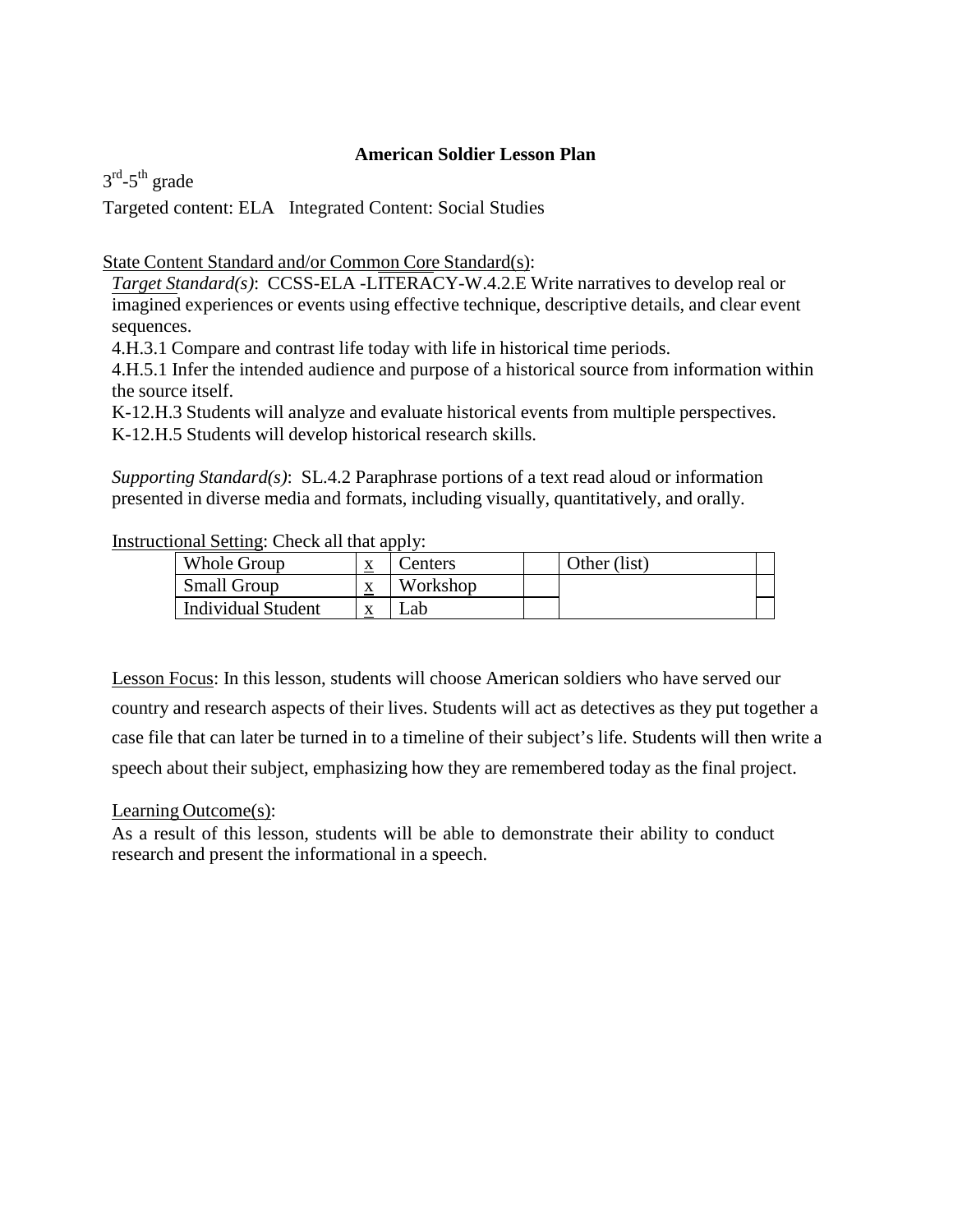# American Soldier Lesson Plan

$3^{rd}$-$5^{th}$ grade

Targeted content: ELA   Integrated Content: Social Studies

State Content Standard and/or Common Core Standard(s):

*Target Standard(s)*: CCSS-ELA -LITERACY-W.4.2.E Write narratives to develop real or imagined experiences or events using effective technique, descriptive details, and clear event sequences.

4.H.3.1 Compare and contrast life today with life in historical time periods.

4.H.5.1 Infer the intended audience and purpose of a historical source from information within the source itself.

K-12.H.3 Students will analyze and evaluate historical events from multiple perspectives.

K-12.H.5 Students will develop historical research skills.

*Supporting Standard(s)*: SL.4.2 Paraphrase portions of a text read aloud or information presented in diverse media and formats, including visually, quantitatively, and orally.

Instructional Setting: Check all that apply:

| Whole Group | x | Centers | | Other (list) | |
|---|---|---|---|---|---|
| Small Group | x | Workshop | | | |
| Individual Student | x | Lab | | | |

Lesson Focus: In this lesson, students will choose American soldiers who have served our country and research aspects of their lives. Students will act as detectives as they put together a case file that can later be turned in to a timeline of their subject's life. Students will then write a speech about their subject, emphasizing how they are remembered today as the final project.

Learning Outcome(s):

As a result of this lesson, students will be able to demonstrate their ability to conduct research and present the informational in a speech.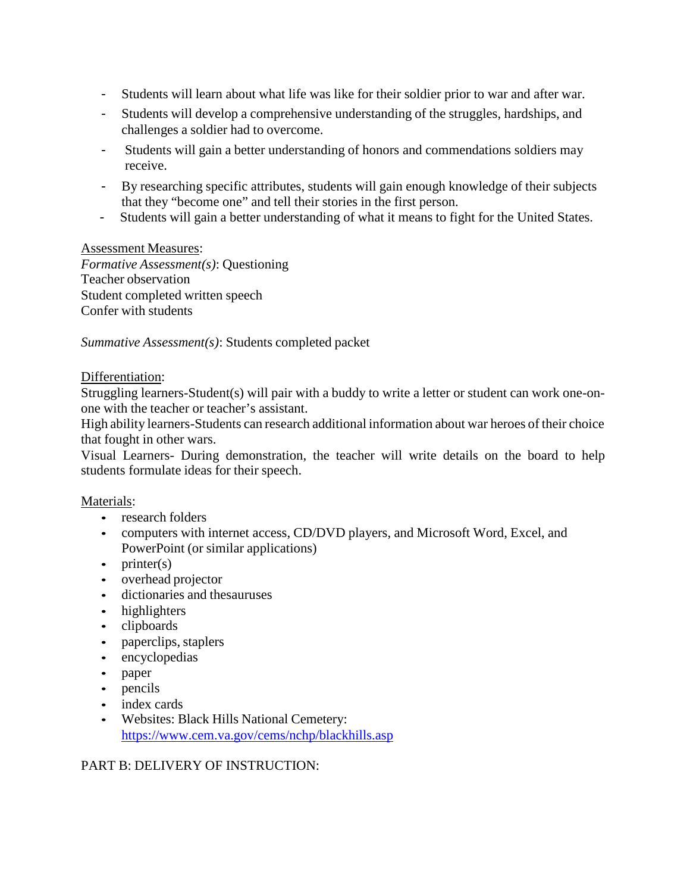- Students will learn about what life was like for their soldier prior to war and after war.
- Students will develop a comprehensive understanding of the struggles, hardships, and challenges a soldier had to overcome.
- Students will gain a better understanding of honors and commendations soldiers may receive.
- By researching specific attributes, students will gain enough knowledge of their subjects that they "become one" and tell their stories in the first person.
- Students will gain a better understanding of what it means to fight for the United States.

Assessment Measures:
*Formative Assessment(s)*: Questioning
Teacher observation
Student completed written speech
Confer with students

*Summative Assessment(s)*: Students completed packet

Differentiation:
Struggling learners-Student(s) will pair with a buddy to write a letter or student can work one-on-one with the teacher or teacher's assistant.
High ability learners-Students can research additional information about war heroes of their choice that fought in other wars.
Visual Learners- During demonstration, the teacher will write details on the board to help students formulate ideas for their speech.

Materials:

- research folders
- computers with internet access, CD/DVD players, and Microsoft Word, Excel, and PowerPoint (or similar applications)
- printer(s)
- overhead projector
- dictionaries and thesauruses
- highlighters
- clipboards
- paperclips, staplers
- encyclopedias
- paper
- pencils
- index cards
- Websites: Black Hills National Cemetery: https://www.cem.va.gov/cems/nchp/blackhills.asp

PART B: DELIVERY OF INSTRUCTION: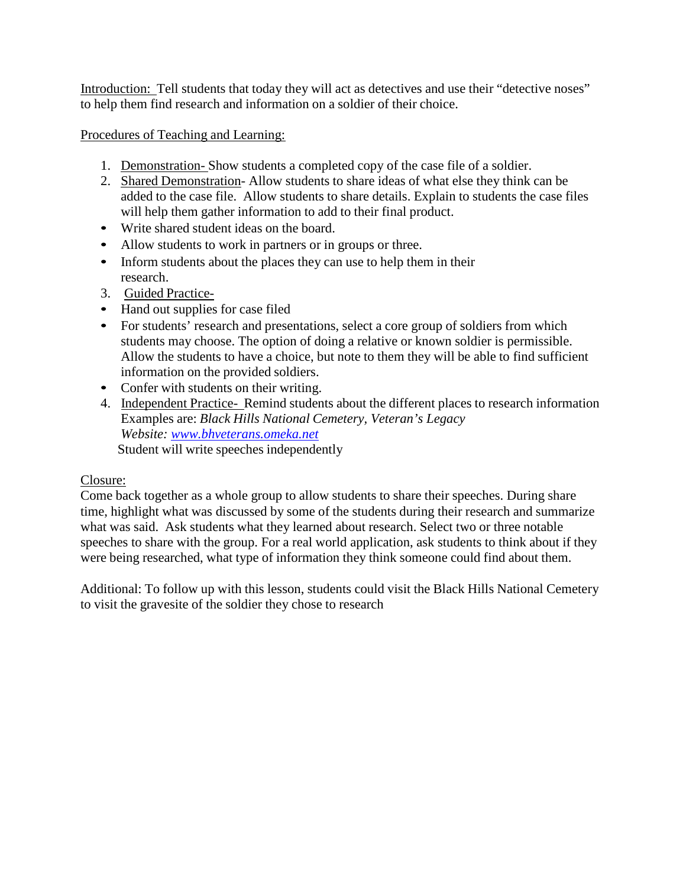Introduction: Tell students that today they will act as detectives and use their "detective noses" to help them find research and information on a soldier of their choice.

Procedures of Teaching and Learning:

1. Demonstration- Show students a completed copy of the case file of a soldier.
2. Shared Demonstration- Allow students to share ideas of what else they think can be added to the case file. Allow students to share details. Explain to students the case files will help them gather information to add to their final product.

- Write shared student ideas on the board.
- Allow students to work in partners or in groups or three.
- Inform students about the places they can use to help them in their research.

3. Guided Practice-

- Hand out supplies for case filed
- For students' research and presentations, select a core group of soldiers from which students may choose. The option of doing a relative or known soldier is permissible. Allow the students to have a choice, but note to them they will be able to find sufficient information on the provided soldiers.
- Confer with students on their writing.

4. Independent Practice- Remind students about the different places to research information Examples are: *Black Hills National Cemetery, Veteran's Legacy Website:* [www.bhveterans.omeka.net](http://www.bhveterans.omeka.net)
   Student will write speeches independently

Closure:
Come back together as a whole group to allow students to share their speeches. During share time, highlight what was discussed by some of the students during their research and summarize what was said. Ask students what they learned about research. Select two or three notable speeches to share with the group. For a real world application, ask students to think about if they were being researched, what type of information they think someone could find about them.

Additional: To follow up with this lesson, students could visit the Black Hills National Cemetery to visit the gravesite of the soldier they chose to research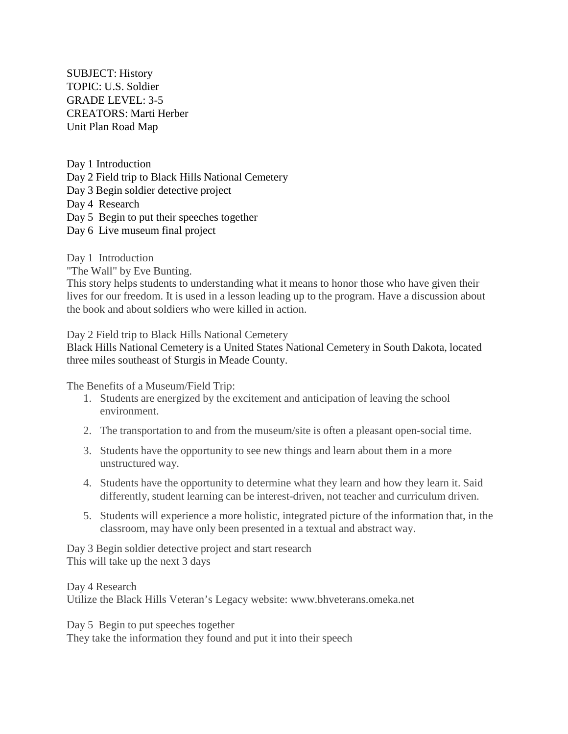SUBJECT: History
TOPIC: U.S. Soldier
GRADE LEVEL: 3-5
CREATORS: Marti Herber
Unit Plan Road Map

Day 1 Introduction
Day 2 Field trip to Black Hills National Cemetery
Day 3 Begin soldier detective project
Day 4 Research
Day 5 Begin to put their speeches together
Day 6 Live museum final project

Day 1 Introduction
"The Wall" by Eve Bunting.
This story helps students to understanding what it means to honor those who have given their lives for our freedom. It is used in a lesson leading up to the program. Have a discussion about the book and about soldiers who were killed in action.

Day 2 Field trip to Black Hills National Cemetery
Black Hills National Cemetery is a United States National Cemetery in South Dakota, located three miles southeast of Sturgis in Meade County.

The Benefits of a Museum/Field Trip:

1. Students are energized by the excitement and anticipation of leaving the school environment.
2. The transportation to and from the museum/site is often a pleasant open-social time.
3. Students have the opportunity to see new things and learn about them in a more unstructured way.
4. Students have the opportunity to determine what they learn and how they learn it. Said differently, student learning can be interest-driven, not teacher and curriculum driven.
5. Students will experience a more holistic, integrated picture of the information that, in the classroom, may have only been presented in a textual and abstract way.

Day 3 Begin soldier detective project and start research
This will take up the next 3 days

Day 4 Research
Utilize the Black Hills Veteran's Legacy website: www.bhveterans.omeka.net

Day 5 Begin to put speeches together
They take the information they found and put it into their speech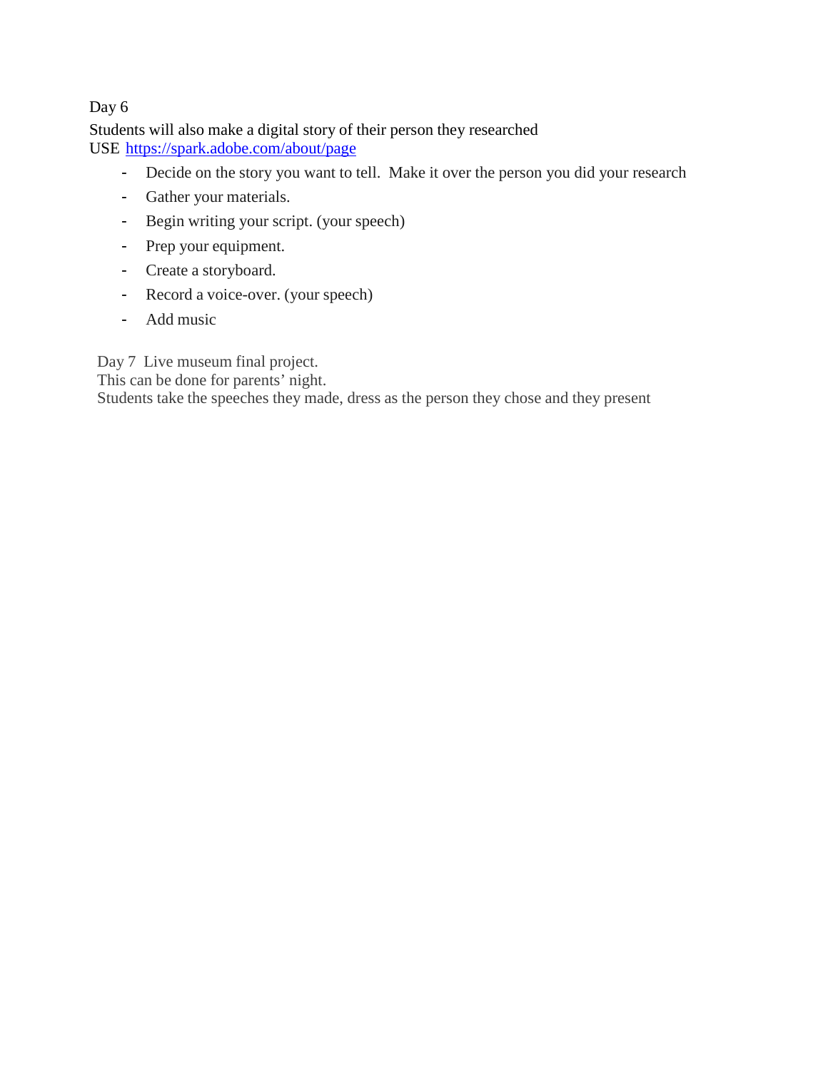Day 6

Students will also make a digital story of their person they researched

USE [https://spark.adobe.com/about/page](https://spark.adobe.com/about/page)

- Decide on the story you want to tell. Make it over the person you did your research
- Gather your materials.
- Begin writing your script. (your speech)
- Prep your equipment.
- Create a storyboard.
- Record a voice-over. (your speech)
- Add music

Day 7 Live museum final project.

This can be done for parents' night.

Students take the speeches they made, dress as the person they chose and they present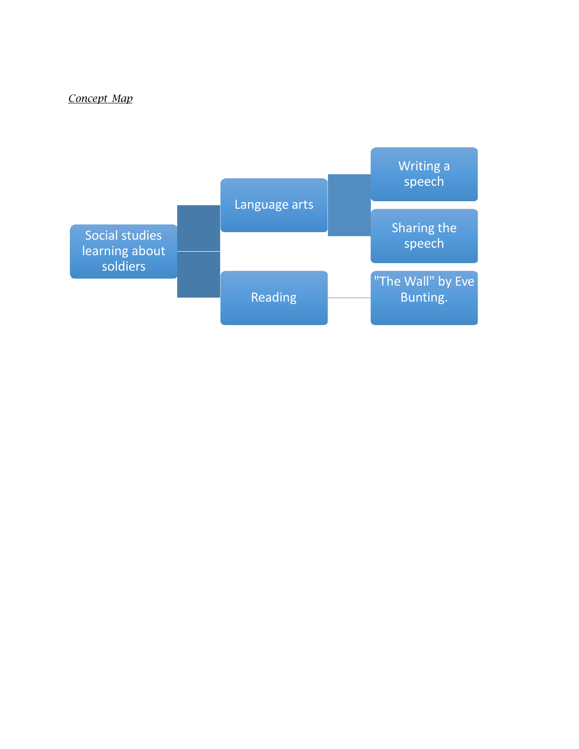*Concept Map*

Social studies learning about soldiers

Language arts

Writing a speech

Sharing the speech

Reading

"The Wall" by Eve Bunting.